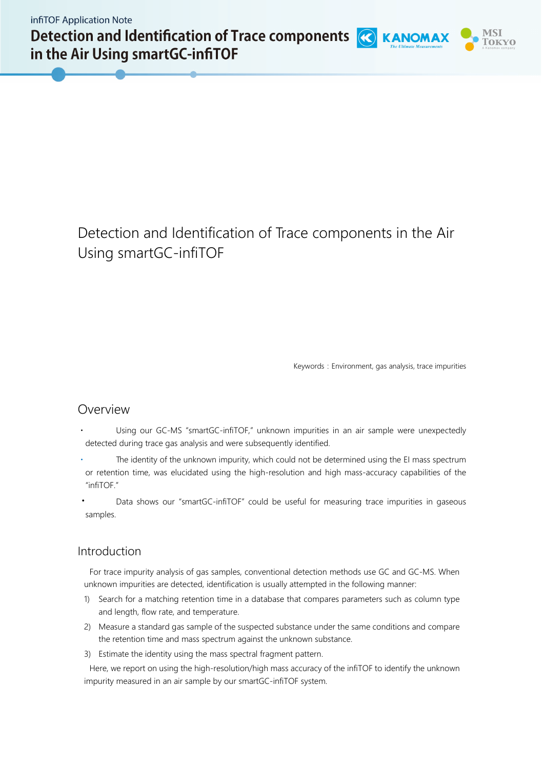# Detection and Identification of Trace components in the Air Using smartGC-infiTOF

Keywords：Environment, gas analysis, trace impurities

## Overview

- Using our GC-MS "smartGC-infiTOF," unknown impurities in an air sample were unexpectedly detected during trace gas analysis and were subsequently identified.
- The identity of the unknown impurity, which could not be determined using the EI mass spectrum or retention time, was elucidated using the high-resolution and high mass-accuracy capabilities of the "infiTOF."
- Data shows our "smartGC-infiTOF" could be useful for measuring trace impurities in gaseous samples.

## Introduction

For trace impurity analysis of gas samples, conventional detection methods use GC and GC-MS. When unknown impurities are detected, identification is usually attempted in the following manner:

1) Search for a matching retention time in a database that compares parameters such as column type and length, flow rate, and temperature.
2) Measure a standard gas sample of the suspected substance under the same conditions and compare the retention time and mass spectrum against the unknown substance.
3) Estimate the identity using the mass spectral fragment pattern.

Here, we report on using the high-resolution/high mass accuracy of the infiTOF to identify the unknown impurity measured in an air sample by our smartGC-infiTOF system.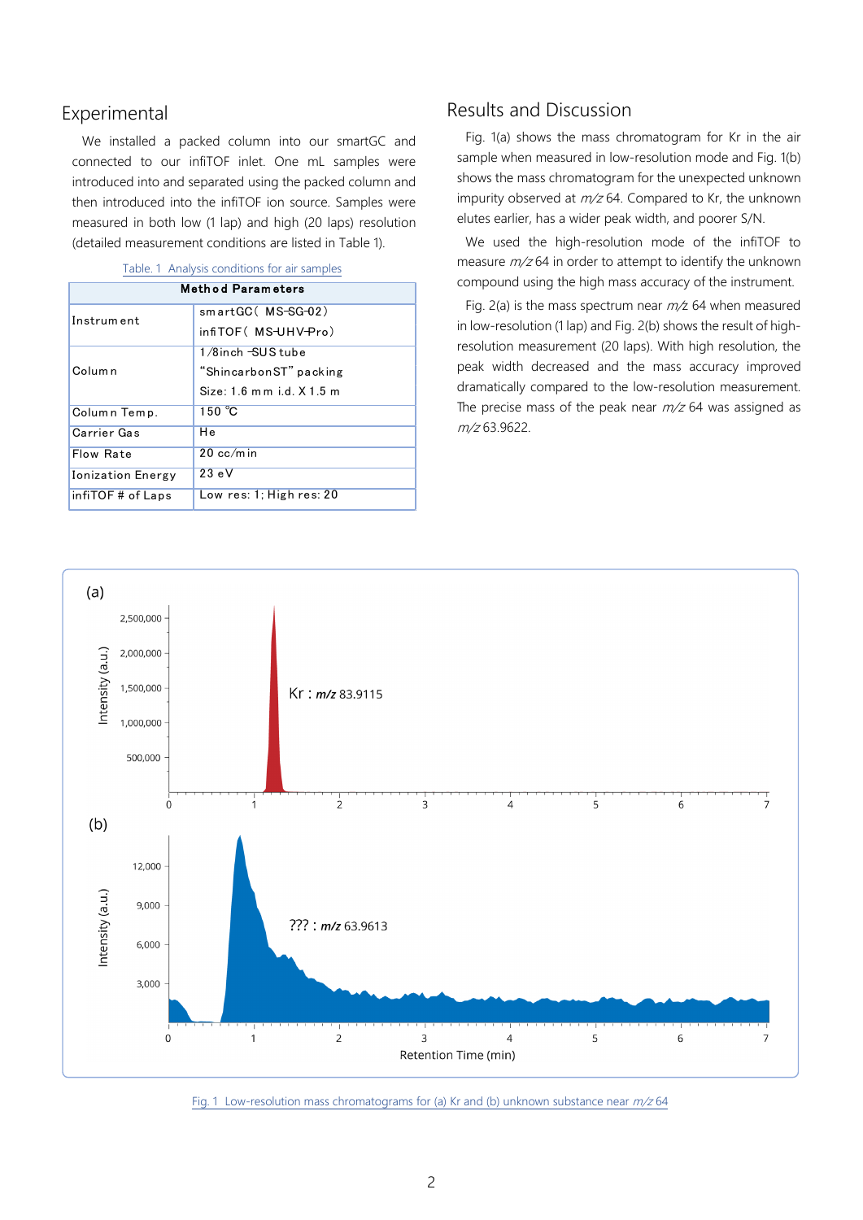## Experimental

We installed a packed column into our smartGC and connected to our infiTOF inlet. One mL samples were introduced into and separated using the packed column and then introduced into the infiTOF ion source. Samples were measured in both low (1 lap) and high (20 laps) resolution (detailed measurement conditions are listed in Table 1).

Table. 1 Analysis conditions for air samples

| Method Parameters | |
|---|---|
| Instrument | smartGC（ MS-SG-02）<br>infiTOF（ MS-UHV-Pro） |
| Column | 1/8inch -SUS tube<br>“ShincarbonST” packing<br>Size: 1.6 mm i.d. X 1.5 m |
| Column Temp. | 150 ℃ |
| Carrier Gas | He |
| Flow Rate | 20 cc/min |
| Ionization Energy | 23 eV |
| infiTOF # of Laps | Low res: 1; High res: 20 |

## Results and Discussion

Fig. 1(a) shows the mass chromatogram for Kr in the air sample when measured in low-resolution mode and Fig. 1(b) shows the mass chromatogram for the unexpected unknown impurity observed at *m/z* 64. Compared to Kr, the unknown elutes earlier, has a wider peak width, and poorer S/N.

We used the high-resolution mode of the infiTOF to measure *m/z* 64 in order to attempt to identify the unknown compound using the high mass accuracy of the instrument.

Fig. 2(a) is the mass spectrum near *m/z* 64 when measured in low-resolution (1 lap) and Fig. 2(b) shows the result of high-resolution measurement (20 laps). With high resolution, the peak width decreased and the mass accuracy improved dramatically compared to the low-resolution measurement. The precise mass of the peak near *m/z* 64 was assigned as *m/z* 63.9622.

Fig. 1 Low-resolution mass chromatograms for (a) Kr and (b) unknown substance near *m/z* 64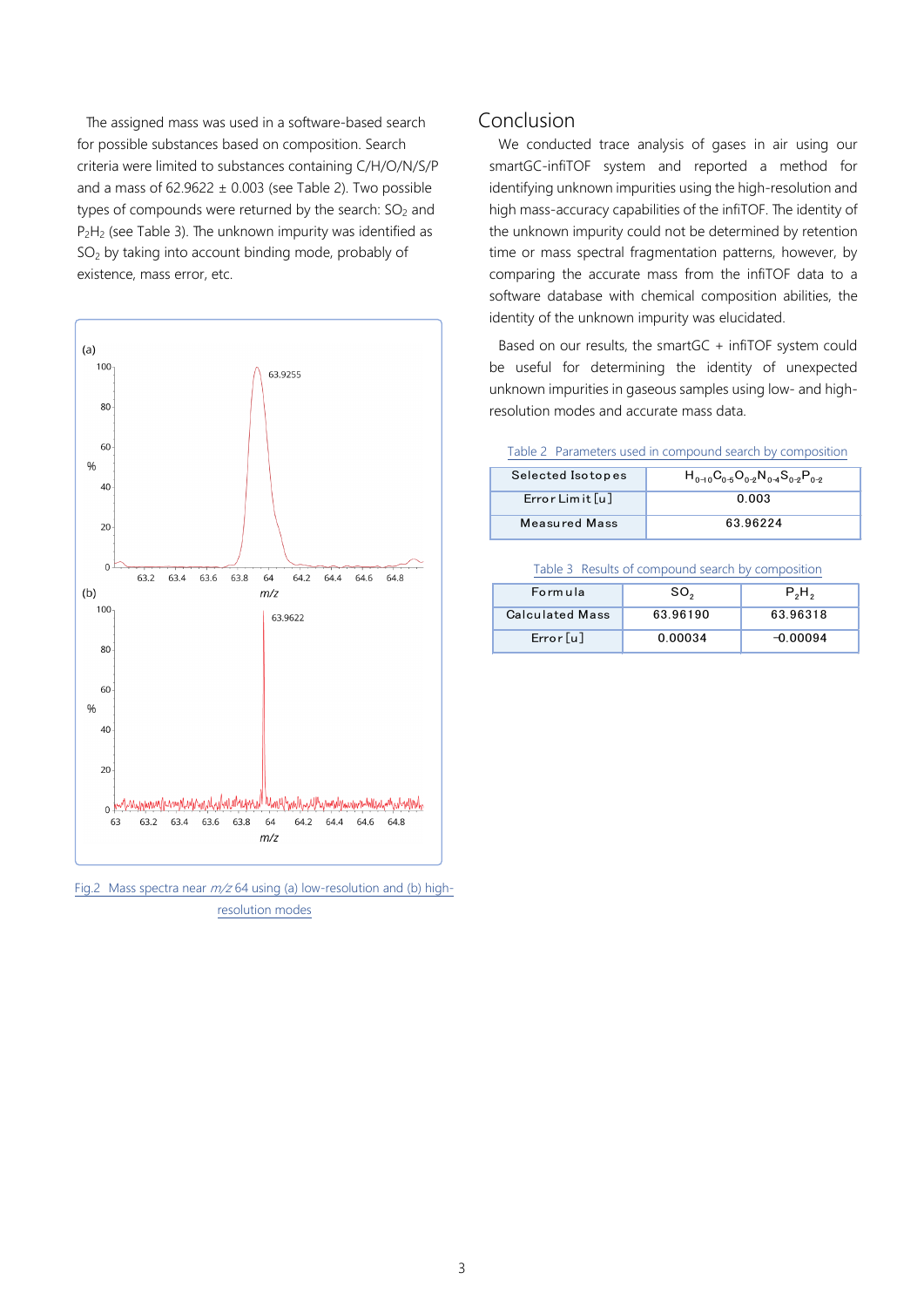The assigned mass was used in a software-based search for possible substances based on composition. Search criteria were limited to substances containing C/H/O/N/S/P and a mass of 62.9622 ± 0.003 (see Table 2). Two possible types of compounds were returned by the search: $SO_2$ and $P_2H_2$ (see Table 3). The unknown impurity was identified as $SO_2$ by taking into account binding mode, probably of existence, mass error, etc.

(a)

100
80
60
%
40
20
0

63.9255

63.2 63.4 63.6 63.8 64 64.2 64.4 64.6 64.8

m/z

(b)

100
80
60
%
40
20
0

63.9622

63 63.2 63.4 63.6 63.8 64 64.2 64.4 64.6 64.8

m/z

Fig.2 Mass spectra near *m/z* 64 using (a) low-resolution and (b) high-resolution modes

## Conclusion

We conducted trace analysis of gases in air using our smartGC-infiTOF system and reported a method for identifying unknown impurities using the high-resolution and high mass-accuracy capabilities of the infiTOF. The identity of the unknown impurity could not be determined by retention time or mass spectral fragmentation patterns, however, by comparing the accurate mass from the infiTOF data to a software database with chemical composition abilities, the identity of the unknown impurity was elucidated.

Based on our results, the smartGC + infiTOF system could be useful for determining the identity of unexpected unknown impurities in gaseous samples using low- and high-resolution modes and accurate mass data.

Table 2 Parameters used in compound search by composition

| | |
|---|---|
| Selected Isotopes | $H_{0\text{-}10}C_{0\text{-}5}O_{0\text{-}2}N_{0\text{-}4}S_{0\text{-}2}P_{0\text{-}2}$ |
| Error Limit [u] | 0.003 |
| Measured Mass | 63.96224 |

Table 3 Results of compound search by composition

| Formula | $SO_2$ | $P_2H_2$ |
|---|---|---|
| Calculated Mass | 63.96190 | 63.96318 |
| Error [u] | 0.00034 | −0.00094 |